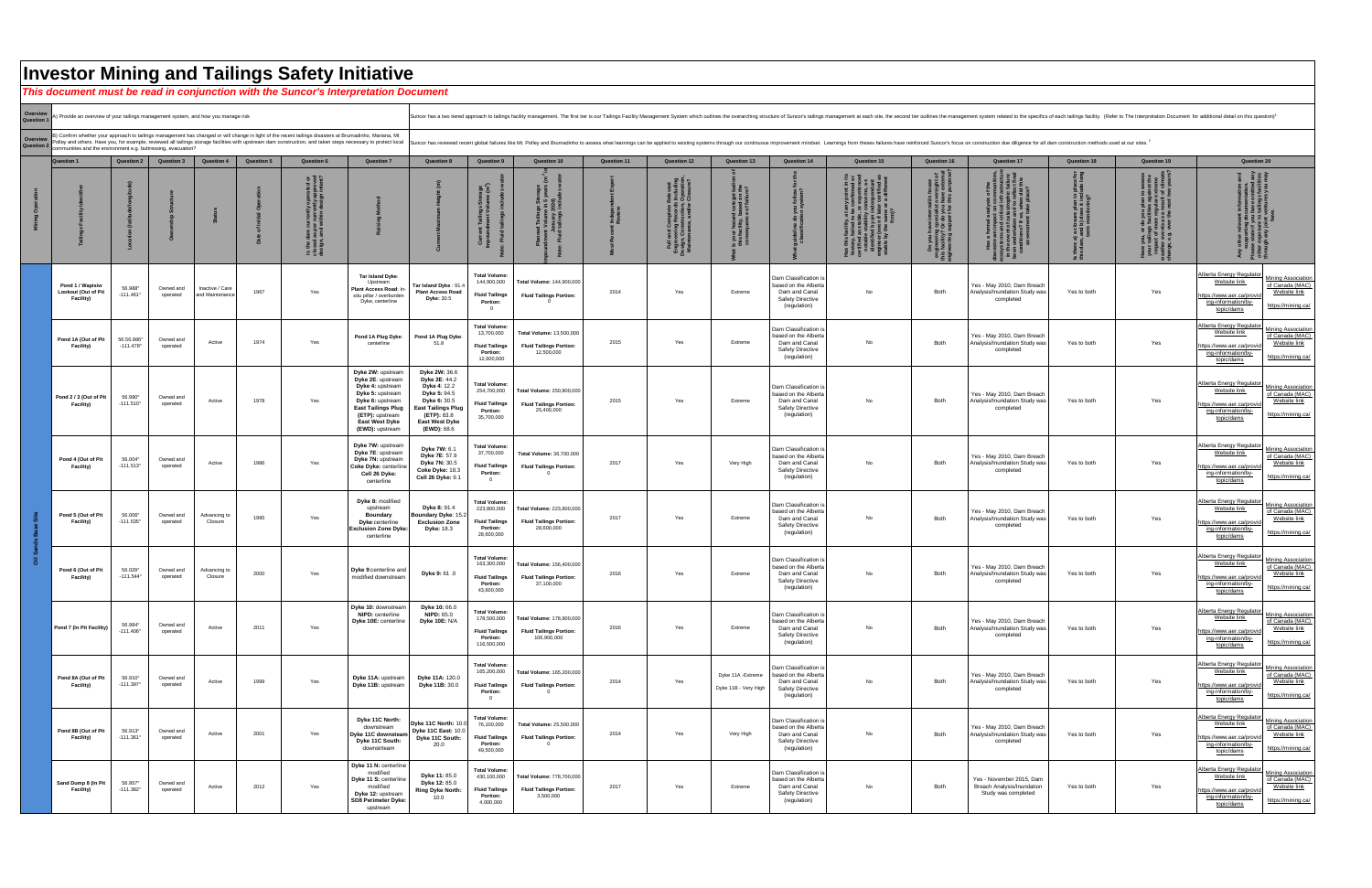# Investor Mining and Tailings Safety Initiative

***This document must be read in conjunction with the Suncor's Interpretation Document***

| Overview Question 1 | A) Provide an overview of your tailings management system, and how you manage risk | Suncor has a two tiered approach to tailings facility management. The first tier is our Tailings Facility Management System which outlines the overarching structure of Suncor's tailings management at each site, the second tier outlines the management system related to the specifics of each tailings facility. (Refer to The Interpretation Document for additional detail on this question)[1] |
|---|---|---|
| **Overview Question 2** | B) Confirm whether your approach to tailings management has changed or will change in light of the recent tailings disasters at Brumadinho, Mariana, Mt Polley and others. Have you, for example, reviewed all tailings storage facilities with upstream dam construction, and taken steps necessary to protect local communities and the environment e.g. buttressing, evacuation? | Suncor has reviewed recent global failures like Mt. Polley and Brumadinho to assess what learnings can be applied to existing systems through our continuous improvement mindset. Learnings from theses failures have reinforced Suncor's focus on construction due diligence for all dam construction methods used at our sites.[2] |

| Mining Operation | Question 1: Tailings Facility identifier | Question 2: Location (latitude/longitude) | Question 3: Ownership Structure | Question 4: Status | Question 5: Date of Initial Operation | Question 6: Is the dam currently operated or closed as per currently approved design, and within design intent? | Question 7: Raising Method | Question 8: Current Maximum Height (m) | Question 9: Current Tailings Storage Impoundment Volume (m³) Note: Fluid tailings include water | Question 10: Planned Tailings Storage Impoundment Volume in 5 years (m³) (January 2024) Note: Fluid tailings include water | Question 11: Most Recent Independent Expert Review | Question 12: Do you have full and complete relevant engineering records including Design, Construction, Operation, Maintenance, and/or Closure? | Question 13: What is your hazard categorization of this facility, based on the consequence of failure? | Question 14: What guideline do you follow for the classification system? | Question 15: Has this facility, at any point in its history, failed to be confirmed or certified as stable, or experienced notable stability concerns, as identified by an independent engineer (even if later certified as stable by the same or a different firm)? | Question 16: Do you have internal/in-house engineering specialist oversight of this facility? Or do you have external engineering support for this purpose? | Question 17: Has a formal analysis of the downstream impact on communities, ecosystems and critical infrastructure in the event of catastrophic failure been undertaken and to reflect final conditions? If so, when did this assessment take place? | Question 18: Is there a) a closure plan in place for this dam, and b) does it include long term monitoring? | Question 19: Have you, or do you plan to assess your tailings facilities against the impact of more regular extreme weather events as a result of climate change, e.g. over the next two years? | Question 20: Any other relevant information and supporting documentation. Please state if you have omitted any other exposure to tailings facilities through any joint ventures you may have. |
|---|---|---|---|---|---|---|---|---|---|---|---|---|---|---|---|---|---|---|---|---|
| Oil Sands Base Site | Pond 1 / Wapisiw Lookout (Out of Pit Facility) | 56.988° -111.461° | Owned and operated | Inactive / Care and Maintenance | 1967 | Yes | **Tar Island Dyke**: Upstream **Plant Access Road**: In-situ pillar / overburden Dyke, centerline | **Tar Island Dyke**: 91.4 **Plant Access Road Dyke**: 30.5 | **Total Volume:** 144,900,000 **Fluid Tailings Portion:** 0 | **Total Volume:** 144,900,000 **Fluid Tailings Portion:** 0 | 2014 | Yes | Extreme | Dam Classification is based on the Alberta Dam and Canal Safety Directive (regulation) | No | Both | Yes - May 2010, Dam Breach Analysis/Inundation Study was completed | Yes to both | Yes | Alberta Energy Regulator Website link https://www.aer.ca/providing-information/by-topic/dams Mining Association of Canada (MAC) Website link https://mining.ca/ |
| | Pond 1A (Out of Pit Facility) | 56.56.986° -111.478° | Owned and operated | Active | 1974 | Yes | **Pond 1A Plug Dyke**: centerline | **Pond 1A Plug Dyke**: 51.8 | **Total Volume:** 13,700,000 **Fluid Tailings Portion:** 12,600,000 | **Total Volume:** 13,500,000 **Fluid Tailings Portion:** 12,500,000 | 2015 | Yes | Extreme | Dam Classification is based on the Alberta Dam and Canal Safety Directive (regulation) | No | Both | Yes - May 2010, Dam Breach Analysis/Inundation Study was completed | Yes to both | Yes | Alberta Energy Regulator Website link https://www.aer.ca/providing-information/by-topic/dams Mining Association of Canada (MAC) Website link https://mining.ca/ |
| | Pond 2 / 3 (Out of Pit Facility) | 56.990° -111.510° | Owned and operated | Active | 1978 | Yes | **Dyke 2W**: upstream **Dyke 2E**: upstream **Dyke 4**: upstream **Dyke 5**: upstream **Dyke 6**: upstream **East Tailings Plug (ETP)**: upstream **East West Dyke (EWD)**: upstream | **Dyke 2W**: 36.6 **Dyke 2E**: 44.2 **Dyke 4**: 12.2 **Dyke 5**: 94.5 **Dyke 6**: 30.5 **East Tailings Plug (ETP)**: 83.8 **East West Dyke (EWD)**: 68.6 | **Total Volume:** 254,700,000 **Fluid Tailings Portion:** 35,700,000 | **Total Volume:** 250,800,000 **Fluid Tailings Portion:** 25,400,000 | 2015 | Yes | Extreme | Dam Classification is based on the Alberta Dam and Canal Safety Directive (regulation) | No | Both | Yes - May 2010, Dam Breach Analysis/Inundation Study was completed | Yes to both | Yes | Alberta Energy Regulator Website link https://www.aer.ca/providing-information/by-topic/dams Mining Association of Canada (MAC) Website link https://mining.ca/ |
| | Pond 4 (Out of Pit Facility) | 56.004° -111.513° | Owned and operated | Active | 1986 | Yes | **Dyke 7W**: upstream **Dyke 7E**: upstream **Dyke 7N**: upstream **Coke Dyke**: centerline **Cell 26 Dyke**: centerline | **Dyke 7W**: 6.1 **Dyke 7E**: 57.9 **Dyke 7N**: 30.5 **Coke Dyke**: 18.3 **Cell 26 Dyke**: 9.1 | **Total Volume:** 37,700,000 **Fluid Tailings Portion:** 0 | **Total Volume:** 36,700,000 **Fluid Tailings Portion:** 0 | 2017 | Yes | Very High | Dam Classification is based on the Alberta Dam and Canal Safety Directive (regulation) | No | Both | Yes - May 2010, Dam Breach Analysis/Inundation Study was completed | Yes to both | Yes | Alberta Energy Regulator Website link https://www.aer.ca/providing-information/by-topic/dams Mining Association of Canada (MAC) Website link https://mining.ca/ |
| | Pond 5 (Out of Pit Facility) | 56.000° -111.535° | Owned and operated | Advancing to Closure | 1995 | Yes | **Dyke 8**: modified upstream **Boundary Dyke**: centerline **Exclusion Zone Dyke**: centerline | **Dyke 8**: 91.4 **Boundary Dyke**: 15.2 **Exclusion Zone Dyke**: 18.3 | **Total Volume:** 223,800,000 **Fluid Tailings Portion:** 28,600,000 | **Total Volume:** 223,800,000 **Fluid Tailings Portion:** 28,600,000 | 2017 | Yes | Extreme | Dam Classification is based on the Alberta Dam and Canal Safety Directive (regulation) | No | Both | Yes - May 2010, Dam Breach Analysis/Inundation Study was completed | Yes to both | Yes | Alberta Energy Regulator Website link https://www.aer.ca/providing-information/by-topic/dams Mining Association of Canada (MAC) Website link https://mining.ca/ |
| | Pond 6 (Out of Pit Facility) | 56.029° -111.544° | Owned and operated | Advancing to Closure | 2000 | Yes | **Dyke 9**:centerline and modified downstream | **Dyke 9**: 61 .0 | **Total Volume:** 163,300,000 **Fluid Tailings Portion:** 43,600,000 | **Total Volume:** 156,400,000 **Fluid Tailings Portion:** 37,100,000 | 2016 | Yes | Extreme | Dam Classification is based on the Alberta Dam and Canal Safety Directive (regulation) | No | Both | Yes - May 2010, Dam Breach Analysis/Inundation Study was completed | Yes to both | Yes | Alberta Energy Regulator Website link https://www.aer.ca/providing-information/by-topic/dams Mining Association of Canada (MAC) Website link https://mining.ca/ |
| | Pond 7 (In Pit Facility) | 56.984° -111.406° | Owned and operated | Active | 2011 | Yes | **Dyke 10**: downstream **NIPD**: centerline **Dyke 10E**: centerline | **Dyke 10**: 66.0 **NIPD**: 65.0 **Dyke 10E**: N/A | **Total Volume:** 178,500,000 **Fluid Tailings Portion:** 116,500,000 | **Total Volume:** 178,800,000 **Fluid Tailings Portion:** 106,900,000 | 2016 | Yes | Extreme | Dam Classification is based on the Alberta Dam and Canal Safety Directive (regulation) | No | Both | Yes - May 2010, Dam Breach Analysis/Inundation Study was completed | Yes to both | Yes | Alberta Energy Regulator Website link https://www.aer.ca/providing-information/by-topic/dams Mining Association of Canada (MAC) Website link https://mining.ca/ |
| | Pond 8A (Out of Pit Facility) | 56.910° -111.397° | Owned and operated | Active | 1999 | Yes | **Dyke 11A**: upstream **Dyke 11B**: upstream | **Dyke 11A**: 120.0 **Dyke 11B**: 30.0 | **Total Volume:** 165,200,000 **Fluid Tailings Portion:** 0 | **Total Volume:** 165,200,000 **Fluid Tailings Portion:** 0 | 2014 | Yes | Dyke 11A -Extreme Dyke 11B - Very High | Dam Classification is based on the Alberta Dam and Canal Safety Directive (regulation) | No | Both | Yes - May 2010, Dam Breach Analysis/Inundation Study was completed | Yes to both | Yes | Alberta Energy Regulator Website link https://www.aer.ca/providing-information/by-topic/dams Mining Association of Canada (MAC) Website link https://mining.ca/ |
| | Pond 8B (Out of Pit Facility) | 56.913° -111.361° | Owned and operated | Active | 2001 | Yes | **Dyke 11C North**: downstream **Dyke 11C downstream Dyke 11C South**: downstream | **Dyke 11C North**: 10.0 **Dyke 11C East**: 10.0 **Dyke 11C South**: 20.0 | **Total Volume:** 76,100,000 **Fluid Tailings Portion:** 49,500,000 | **Total Volume:** 25,500,000 **Fluid Tailings Portion:** 0 | 2014 | Yes | Very High | Dam Classification is based on the Alberta Dam and Canal Safety Directive (regulation) | No | Both | Yes - May 2010, Dam Breach Analysis/Inundation Study was completed | Yes to both | Yes | Alberta Energy Regulator Website link https://www.aer.ca/providing-information/by-topic/dams Mining Association of Canada (MAC) Website link https://mining.ca/ |
| | Sand Dump 8 (In Pit Facility) | 56.957° -111.382° | Owned and operated | Active | 2012 | Yes | **Dyke 11 N**: centerline modified **Dyke 11 S**: centerline modified **Dyke 12**: upstream **SD8 Perimeter Dyke**: upstream | **Dyke 11**: 85.0 **Dyke 12**: 85.0 **Ring Dyke North**: 10.0 | **Total Volume:** 430,100,000 **Fluid Tailings Portion:** 4,000,000 | **Total Volume:** 778,700,000 **Fluid Tailings Portion:** 3,500,000 | 2017 | Yes | Extreme | Dam Classification is based on the Alberta Dam and Canal Safety Directive (regulation) | No | Both | Yes - November 2015, Dam Breach Analysis/Inundation Study was completed | Yes to both | Yes | Alberta Energy Regulator Website link https://www.aer.ca/providing-information/by-topic/dams Mining Association of Canada (MAC) Website link https://mining.ca/ |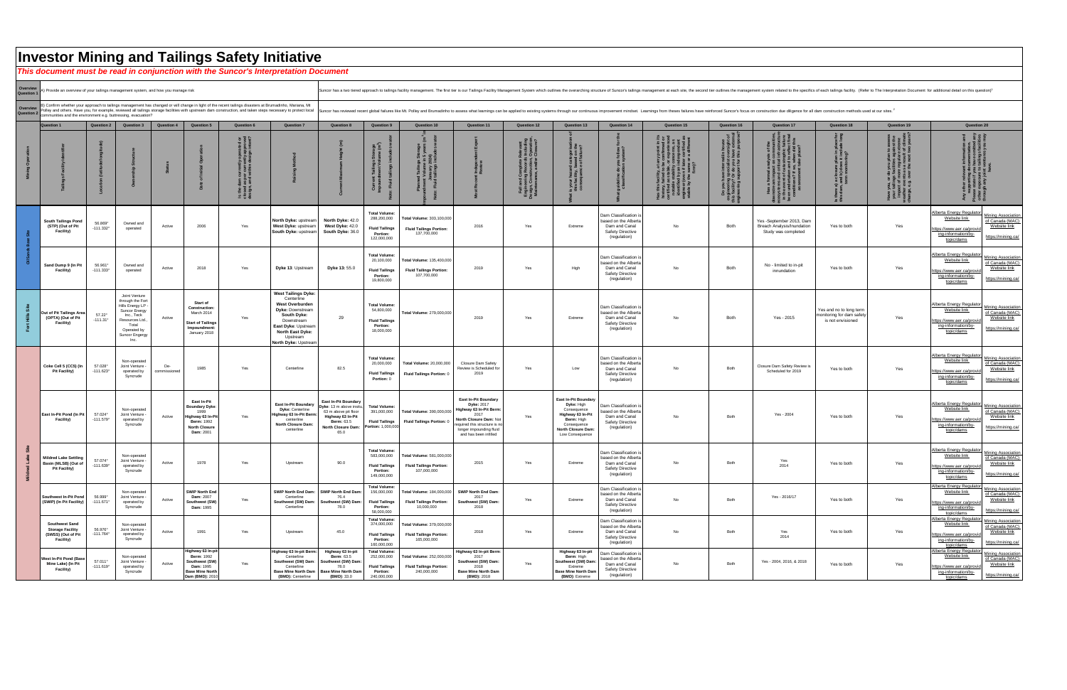# Investor Mining and Tailings Safety Initiative

***This document must be read in conjunction with the Suncor's Interpretation Document***

| | | |
|---|---|---|
| Overview Question 1 | A) Provide an overview of your tailings management system, and how you manage risk | Suncor has a two tiered approach to tailings facility management. The first tier is our Tailings Facility Management System which outlines the overarching structure of Suncor's tailings management at each site, the second tier outlines the management system related to the specifics of each tailings facility. (Refer to The Interpretation Document for additional detail on this question)[1] |
| Overview Question 2 | B) Confirm whether your approach to tailings management has changed or will change in light of the recent tailings disasters at Brumadinho, Mariana, Mt Polley and others. Have you, for example, reviewed all tailings storage facilities with upstream dam construction, and taken steps necessary to protect local communities and the environment e.g. buttressing, evacuation? | Suncor has reviewed recent global failures like Mt. Polley and Brumadinho to assess what learnings can be applied to existing systems through our continuous improvement mindset. Learnings from theses failures have reinforced Suncor's focus on construction due diligence for all dam construction methods used at our sites.[2] |

| Mining Operation | Question 1: Tailings Facility Identifier | Question 2: Location (latitude/longitude) | Question 3: Ownership Structure | Question 4: Status | Question 5: Date of Initial Operation | Question 6: Is the dam currently operated or closed as per currently approved design, and within design intent? | Question 7: Raising Method | Question 8: Current Maximum Height (m) | Question 9: Current Tailings Storage Impoundment Volume (m³) Note: Fluid tailings include water | Question 10: Planned Tailings Storage Impoundment Volume in 5 years (m³ at January 2024) Note: Fluid tailings include water | Question 11: Most Recent Independent Expert Review | Question 12: Full and Complete Relevant Engineering Records including Design, Construction, Operation, Maintenance and/or Closure? | Question 13: What is your hazard categorisation of this facility, based on the consequence of failure? | Question 14: What guideline do you follow for the classification system? | Question 15: Has this facility, at any point in its history, failed to be confirmed or certified as stable, or experienced notable stability concerns, as identified by an independent engineer (even if later certified as stable by the same or a different firm)? | Question 16: Do you have internal/in house engineering specialist oversight of this facility? Or do you have external engineering support for this purpose? | Question 17: Has a formal analysis of the downstream impact on communities, ecosystems and critical infrastructure in the event of catastrophic failure been undertaken and to reflect final conditions? If so, when did this assessment take place? | Question 18: Is there a) a closure plan in place for this dam, and b) does it include long term monitoring? | Question 19: Have you, or do you plan to assess your tailings facilities against the impact of more regular extreme weather events as a result of climate change, e.g. over the next two years? | Question 20: Any other relevant information and supporting documentation. Please state if you have omitted any other exposure to tailings facilities through any joint ventures you may have. |
|---|---|---|---|---|---|---|---|---|---|---|---|---|---|---|---|---|---|---|---|---|
| Oil Sands Base Site | South Tailings Pond (STP) (Out of Pit Facility) | 56.869° -111.332° | Owned and operated | Active | 2006 | Yes | North Dyke: upstream<br>West Dyke: upstream<br>South Dyke: upstream | North Dyke: 42.0<br>West Dyke: 42.0<br>South Dyke: 36.0 | Total Volume: 288,200,000<br>Fluid Tailings Portion: 122,000,000 | Total Volume: 303,100,000<br>Fluid Tailings Portion: 137,700,000 | 2016 | Yes | Extreme | Dam Classification is based on the Alberta Dam and Canal Safety Directive (regulation) | No | Both | Yes -September 2013, Dam Breach Analysis/Inundation Study was completed | Yes to both | Yes | Alberta Energy Regulator Website link https://www.aer.ca/providing-information/by-topic/dams<br>Mining Association of Canada (MAC) Website link https://mining.ca/ |
| | Sand Dump 9 (In Pit Facility) | 56.961° -111.333° | Owned and operated | Active | 2018 | Yes | Dyke 13: Upstream | Dyke 13: 55.0 | Total Volume: 20,100,000<br>Fluid Tailings Portion: 19,800,000 | Total Volume: 135,400,000<br>Fluid Tailings Portion: 107,700,000 | 2019 | Yes | High | Dam Classification is based on the Alberta Dam and Canal Safety Directive (regulation) | No | Both | No - limited to in-pit inundation | Yes to both | Yes | Alberta Energy Regulator Website link https://www.aer.ca/providing-information/by-topic/dams<br>Mining Association of Canada (MAC) Website link https://mining.ca/ |
| Fort Hills Site | Out of Pit Tailings Area (OPTA) (Out of Pit Facility) | 57.22° -111.31° | Joint Venture through the Fort Hills Energy LP - Suncor Energy Inc., Teck Resources Ltd., Total Operated by Suncor Engergy Inc. | Active | Start of Construction: March 2014<br>Start of Tailings Impoundment: January 2018 | Yes | West Tailings Dyke: Centerline<br>West Overburden Dyke: Downstream<br>South Dyke: Downstream<br>East Dyke: Upstream<br>North East Dyke: Upstream<br>North Dyke: Upstream | 29 | Total Volume: 54,800,000<br>Fluid Tailings Portion: 18,000,000 | Total Volume: 279,000,000 | 2019 | Yes | Extreme | Dam Classification is based on the Alberta Dam and Canal Safety Directive (regulation) | No | Both | Yes - 2015 | Yes and no to long term monitoring for dam safety is not envisioned | Yes | Alberta Energy Regulator Website link https://www.aer.ca/providing-information/by-topic/dams<br>Mining Association of Canada (MAC) Website link https://mining.ca/ |
| Mildred Lake Site | Coke Cell 5 (CC5) (In Pit Facility) | 57.028° -111.623° | Non-operated Joint Venture - operated by Syncrude | De-commissioned | 1985 | Yes | Centerline | 82.5 | Total Volume: 20,000,000<br>Fluid Tailings Portion: 0 | Total Volume: 20,000,000<br>Fluid Tailings Portion: 0 | Closure Dam Safety Review is Scheduled for 2019 | Yes | Low | Dam Classification is based on the Alberta Dam and Canal Safety Directive (regulation) | No | Both | Closure Dam Safety Review is Scheduled for 2019 | Yes to both | Yes | Alberta Energy Regulator Website link https://www.aer.ca/providing-information/by-topic/dams<br>Mining Association of Canada (MAC) Website link https://mining.ca/ |
| | East In-Pit Pond (In Pit Facility) | 57.024° -111.579° | Non-operated Joint Venture - operated by Syncrude | Active | East In-Pit Boundary Dyke: 1999<br>Highway 63 In-Pit Berm: 1992<br>North Closure Dam: 2001 | Yes | East In-Pit Boundary Dyke: Centerline<br>Highway 63 In-Pit Berm: centerline<br>North Closure Dam: centerline | East In-Pit Boundary Dyke: 13 m above insitu, 63 m above pit floor<br>Highway 63 In-Pit Berm: 63.5<br>North Closure Dam: 65.0 | Total Volume: 391,000,000<br>Fluid Tailings Portion: 1,000,000 | Total Volume: 390,000,000<br>Fluid Tailings Portion: 0 | East In-Pit Boundary Dyke: 2017<br>Highway 63 In-Pit Berm: 2017<br>North Closure Dam: Not required this structure is no longer impounding fluid and has been infilled | Yes | East In-Pit Boundary Dyke: High Consequence<br>Highway 63 In-Pit Berm: High Consequence<br>North Closure Dam: Low Consequence | Dam Classification is based on the Alberta Dam and Canal Safety Directive (regulation) | No | Both | Yes - 2004 | Yes to both | Yes | Alberta Energy Regulator Website link https://www.aer.ca/providing-information/by-topic/dams<br>Mining Association of Canada (MAC) Website link https://mining.ca/ |
| | Mildred Lake Settling Basin (MLSB) (Out of Pit Facility) | 57.074° -111.639° | Non-operated Joint Venture - operated by Syncrude | Active | 1978 | Yes | Upstream | 90.0 | Total Volume: 583,000,000<br>Fluid Tailings Portion: 149,000,000 | Total Volume: 581,000,000<br>Fluid Tailings Portion: 107,000,000 | 2015 | Yes | Extreme | Dam Classification is based on the Alberta Dam and Canal Safety Directive (regulation) | No | Both | Yes 2014 | Yes to both | Yes | Alberta Energy Regulator Website link https://www.aer.ca/providing-information/by-topic/dams<br>Mining Association of Canada (MAC) Website link https://mining.ca/ |
| | Southwest In-Pit Pond (SWIP) (In Pit Facility) | 56.999° -111.671° | Non-operated Joint Venture - operated by Syncrude | Active | SWIP North End Dam: 2007<br>Southwest (SW) Dam: 1995 | Yes | SWIP North End Dam: Centerline<br>Southwest (SW) Dam: Centerline | SWIP North End Dam: 76.4<br>Southwest (SW) Dam: 78.0 | Total Volume: 156,000,000<br>Fluid Tailings Portion: 58,000,000 | Total Volume: 184,000,000<br>Fluid Tailings Portion: 10,000,000 | SWIP North End Dam: 2017<br>Southwest (SW) Dam: 2018 | Yes | Extreme | Dam Classification is based on the Alberta Dam and Canal Safety Directive (regulation) | No | Both | Yes - 2016/17 | Yes to both | Yes | Alberta Energy Regulator Website link https://www.aer.ca/providing-information/by-topic/dams<br>Mining Association of Canada (MAC) Website link https://mining.ca/ |
| | Southwest Sand Storage Facility (SWSS) (Out of Pit Facility) | 56.976° -111.764° | Non-operated Joint Venture - operated by Syncrude | Active | 1991 | Yes | Upstream | 45.0 | Total Volume: 374,000,000<br>Fluid Tailings Portion: 160,000,000 | Total Volume: 379,000,000<br>Fluid Tailings Portion: 165,000,000 | 2018 | Yes | Extreme | Dam Classification is based on the Alberta Dam and Canal Safety Directive (regulation) | No | Both | Yes 2014 | Yes to both | Yes | Alberta Energy Regulator Website link https://www.aer.ca/providing-information/by-topic/dams<br>Mining Association of Canada (MAC) Website link https://mining.ca/ |
| | West In-Pit Pond (Base Mine Lake) (In Pit Facility) | 57.011° -111.619° | Non-operated Joint Venture - operated by Syncrude | Active | Highway 63 In-pit Berm: 1992<br>Southwest (SW) Dam: 1995<br>Base Mine North Dam (BMD): 2010 | Yes | Highway 63 In-pit Berm: Centerline<br>Southwest (SW) Dam: Centerline<br>Base Mine North Dam (BMD): Centerline | Highway 63 In-pit Berm: 63.5<br>Southwest (SW) Dam: 78.0<br>Base Mine North Dam (BMD): 33.0 | Total Volume: 252,000,000<br>Fluid Tailings Portion: 240,000,000 | Total Volume: 252,000,000<br>Fluid Tailings Portion: 240,000,000 | Highway 63 In-pit Berm: 2017<br>Southwest (SW) Dam: 2018<br>Base Mine North Dam (BMD): 2018 | Yes | Highway 63 In-pit Berm: High<br>Southwest (SW) Dam: Extreme<br>Base Mine North Dam (BMD): Extreme | Dam Classification is based on the Alberta Dam and Canal Safety Directive (regulation) | No | Both | Yes - 2004, 2016, & 2018 | Yes to both | Yes | Alberta Energy Regulator Website link https://www.aer.ca/providing-information/by-topic/dams<br>Mining Association of Canada (MAC) Website link https://mining.ca/ |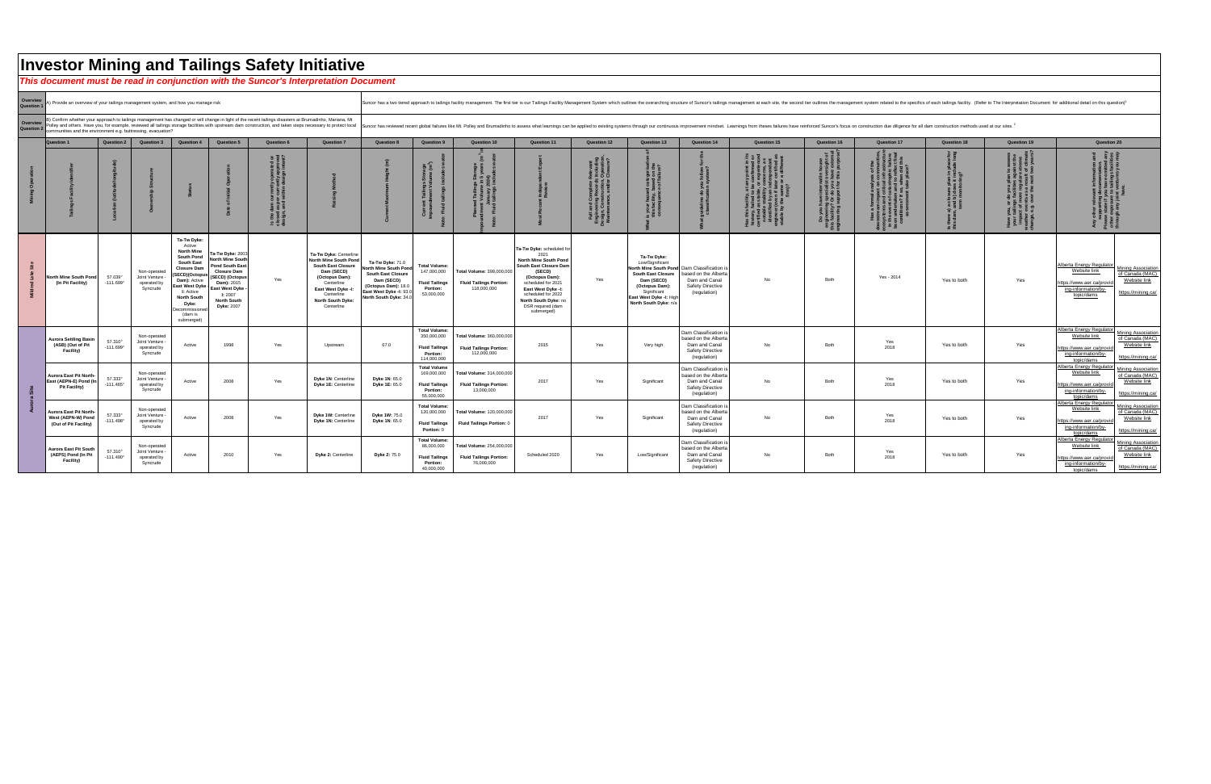# Investor Mining and Tailings Safety Initiative

***This document must be read in conjunction with the Suncor's Interpretation Document***

| | | |
|---|---|---|
| **Overview Question 1** | A) Provide an overview of your tailings management system, and how you manage risk | Suncor has a two tiered approach to tailings facility management. The first tier is our Tailings Facility Management System which outlines the overarching structure of Suncor's tailings management at each site, the second tier outlines the management system related to the specifics of each tailings facility. (Refer to The Interpretation Document for additional detail on this question)[1] |
| **Overview Question 2** | B) Confirm whether your approach to tailings management has changed or will change in light of the recent tailings disasters at Brumadinho, Mariana, Mt Polley and others. Have you, for example, reviewed all tailings storage facilities with upstream dam construction, and taken steps necessary to protect local communities and the environment e.g. buttressing, evacuation? | Suncor has reviewed recent global failures like Mt. Polley and Brumadinho to assess what learnings can be applied to existing systems through our continuous improvement mindset. Learnings from theses failures have reinforced Suncor's focus on construction due diligence for all dam construction methods used at our sites.[2] |

| | Question 1 | Question 2 | Question 3 | Question 4 | Question 5 | Question 6 | Question 7 | Question 8 | Question 9 | Question 10 | Question 11 | Question 12 | Question 13 | Question 14 | Question 15 | Question 16 | Question 17 | Question 18 | Question 19 | Question 20 | |
|---|---|---|---|---|---|---|---|---|---|---|---|---|---|---|---|---|---|---|---|---|---|
| Mining Operation | Tailings Facility Identifier | Location (latitude/longitude) | Ownership Structure | Status | Date of Initial Operation | Is the dam currently operated or closed as per currently approved design, and within design intent? | Raising Method | Current Maximum Height (m) | Current Tailings Storage Impoundment Volume (m³) Note: Fluid tailings include water | Planned Tailings Storage Impoundment Volume in 5 years (m³ in January 2025) Note: Fluid tailings include water | Most Recent Independent Expert Review | Full and Complete Relevant Engineering Records including Design, Construction, Operation, Maintenance and/or Closure? | What is your hazard categorisation of this facility, based on the consequence of failure? | What guideline do you follow for the classification system? | Has this facility, at any point in its history, failed to be confirmed or certified as stable, or experienced notable stability concerns, as identified by an independent engineer (even if later certified as stable by the same or a different firm)? | Do you have internal/in house engineering specialist oversight of this facility? Or do you have external engineering support for this purpose? | Has a formal analysis of the downstream impact on communities, ecosystems and critical infrastructure in the event of catastrophic failure been undertaken and to reflect final conditions? If so, when did this assessment take place? | Is there a) a closure plan in place for this dam, and b) does it include long term monitoring? | Have you, or do you plan to assess your tailings facilities against the impact of more regular extreme weather events as a result of climate change, e.g. over the next two years? | Any other relevant information and supporting documentation. Please state if you have omitted any other exposure to tailings facilities through any joint ventures you may have. | |
| Mildred Lake Site | North Mine South Pond (In Pit Facility) | 57.039° -111.699° | Non-operated Joint Venture - operated by Syncrude | **Ta-Tw Dyke:** Active **North Mine South Pond South East Closure Dam (SECD)(Octopus Dam):** Active **East West Dyke -I:** Active **North South Dyke:** Decommissioned (dam is submerged) | **Ta-Tw Dyke:** 2003 **North Mine South Pond South East Closure Dam (SECD) (Octopus Dam):** 2015 **East West Dyke -I:** 2007 **North South Dyke:** 2007 | Yes | **Ta-Tw Dyke:** Centerline **North Mine South Pond South East Closure Dam (SECD) (Octopus Dam):** Centerline **East West Dyke -I:** Centerline **North South Dyke:** Centerline | **Ta-Tw Dyke:** 71.0 **North Mine South Pond South East Closure Dam (SECD) (Octopus Dam):** 18.0 **East West Dyke -I:** 93.0 **North South Dyke:** 34.0 | **Total Volume:** 147,000,000 **Fluid Tailings Portion:** 53,000,000 | **Total Volume:** 399,000,000 **Fluid Tailings Portion:** 118,000,000 | **Ta-Tw Dyke:** scheduled for 2021 **North Mine South Pond South East Closure Dam (SECD) (Octopus Dam):** scheduled for 2021 **East West Dyke -I:** scheduled for 2022 **North South Dyke:** no DSR required (dam submerged) | Yes | **Ta-Tw Dyke:** Low/Significant **North Mine South Pond South East Closure Dam (SECD) (Octopus Dam):** Significant **East West Dyke -I:** High **North South Dyke:** n/a | Dam Classification is based on the Alberta Dam and Canal Safety Directive (regulation) | No | Both | Yes - 2014 | Yes to both | Yes | Alberta Energy Regulator Website link https://www.aer.ca/providing-information/by-topic/dams | Mining Association of Canada (MAC) Website link https://mining.ca/ |
| Aurora Site | Aurora Settling Basin (ASB) (Out of Pit Facility) | 57.310° -111.699° | Non-operated Joint Venture - operated by Syncrude | Active | 1998 | Yes | Upstream | 67.0 | **Total Volume:** 350,000,000 **Fluid Tailings Portion:** 114,000,000 | **Total Volume:** 360,000,000 **Fluid Tailings Portion:** 112,000,000 | 2015 | Yes | Very high | Dam Classification is based on the Alberta Dam and Canal Safety Directive (regulation) | No | Both | Yes 2018 | Yes to both | Yes | Alberta Energy Regulator Website link https://www.aer.ca/providing-information/by-topic/dams | Mining Association of Canada (MAC) Website link https://mining.ca/ |
| | Aurora East Pit North-East (AEPN-E) Pond (In Pit Facility) | 57.333° -111.465° | Non-operated Joint Venture - operated by Syncrude | Active | 2008 | Yes | **Dyke 1N:** Centerline **Dyke 1E:** Centerline | **Dyke 1N:** 65.0 **Dyke 1E:** 65.0 | **Total Volume** 169,000,000 **Fluid Tailings Portion:** 55,000,000 | **Total Volume:** 314,000,000 **Fluid Tailings Portion:** 13,000,000 | 2017 | Yes | Significant | Dam Classification is based on the Alberta Dam and Canal Safety Directive (regulation) | No | Both | Yes 2018 | Yes to both | Yes | Alberta Energy Regulator Website link https://www.aer.ca/providing-information/by-topic/dams | Mining Association of Canada (MAC) Website link https://mining.ca/ |
| | Aurora East Pit North-West (AEPN-W) Pond (Out of Pit Facility) | 57.333° -111.498° | Non-operated Joint Venture - operated by Syncrude | Active | 2008 | Yes | **Dyke 1W:** Centerline **Dyke 1N:** Centerline | **Dyke 1W:** 75.0 **Dyke 1N:** 65.0 | **Total Volume:** 120,000,000 **Fluid Tailings Portion:** 0 | **Total Volume:** 120,000,000 **Fluid Tailings Portion:** 0 | 2017 | Yes | Significant | Dam Classification is based on the Alberta Dam and Canal Safety Directive (regulation) | No | Both | Yes 2018 | Yes to both | Yes | Alberta Energy Regulator Website link https://www.aer.ca/providing-information/by-topic/dams | Mining Association of Canada (MAC) Website link https://mining.ca/ |
| | Aurora East Pit South (AEPS) Pond (In Pit Facility) | 57.310° -111.490° | Non-operated Joint Venture - operated by Syncrude | Active | 2010 | Yes | **Dyke 2:** Centerline | **Dyke 2:** 75.0 | **Total Volume:** 86,000,000 **Fluid Tailings Portion:** 40,000,000 | **Total Volume:** 254,000,000 **Fluid Tailings Portion:** 76,000,000 | Scheduled 2020 | Yes | Low/Significant | Dam Classification is based on the Alberta Dam and Canal Safety Directive (regulation) | No | Both | Yes 2018 | Yes to both | Yes | Alberta Energy Regulator Website link https://www.aer.ca/providing-information/by-topic/dams | Mining Association of Canada (MAC) Website link https://mining.ca/ |